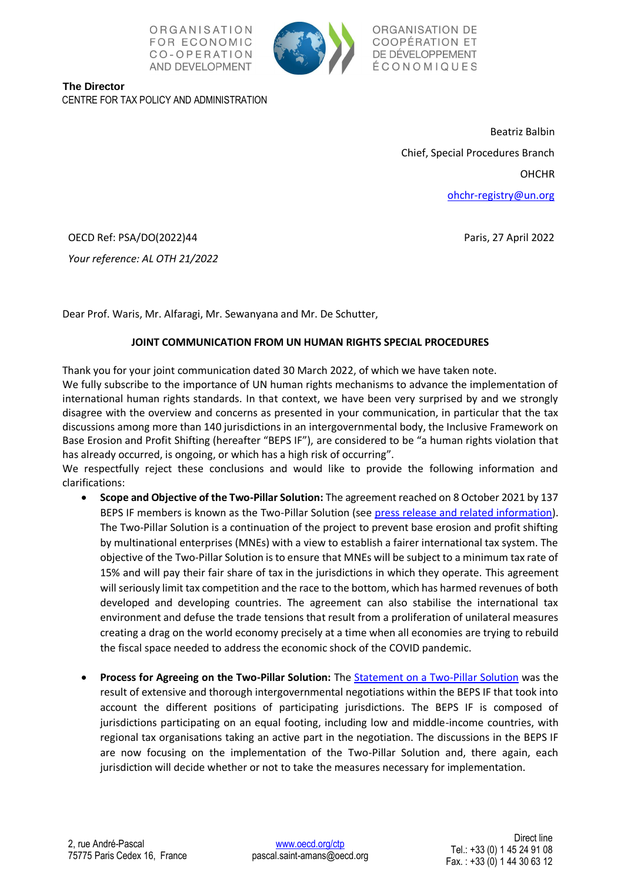ORGANISATION FOR ECONOMIC CO-OPERATION AND DEVELOPMENT

ORGANISATION DE COOPÉRATION ET DE DÉVELOPPEMENT ÉCONOMIQUES

**The Director**
CENTRE FOR TAX POLICY AND ADMINISTRATION

Beatriz Balbin
Chief, Special Procedures Branch
OHCHR
ohchr-registry@un.org

OECD Ref: PSA/DO(2022)44

*Your reference: AL OTH 21/2022*

Paris, 27 April 2022

Dear Prof. Waris, Mr. Alfaragi, Mr. Sewanyana and Mr. De Schutter,

**JOINT COMMUNICATION FROM UN HUMAN RIGHTS SPECIAL PROCEDURES**

Thank you for your joint communication dated 30 March 2022, of which we have taken note.
We fully subscribe to the importance of UN human rights mechanisms to advance the implementation of international human rights standards. In that context, we have been very surprised by and we strongly disagree with the overview and concerns as presented in your communication, in particular that the tax discussions among more than 140 jurisdictions in an intergovernmental body, the Inclusive Framework on Base Erosion and Profit Shifting (hereafter "BEPS IF"), are considered to be "a human rights violation that has already occurred, is ongoing, or which has a high risk of occurring".
We respectfully reject these conclusions and would like to provide the following information and clarifications:

- **Scope and Objective of the Two-Pillar Solution:** The agreement reached on 8 October 2021 by 137 BEPS IF members is known as the Two-Pillar Solution (see press release and related information). The Two-Pillar Solution is a continuation of the project to prevent base erosion and profit shifting by multinational enterprises (MNEs) with a view to establish a fairer international tax system. The objective of the Two-Pillar Solution is to ensure that MNEs will be subject to a minimum tax rate of 15% and will pay their fair share of tax in the jurisdictions in which they operate. This agreement will seriously limit tax competition and the race to the bottom, which has harmed revenues of both developed and developing countries. The agreement can also stabilise the international tax environment and defuse the trade tensions that result from a proliferation of unilateral measures creating a drag on the world economy precisely at a time when all economies are trying to rebuild the fiscal space needed to address the economic shock of the COVID pandemic.

- **Process for Agreeing on the Two-Pillar Solution:** The Statement on a Two-Pillar Solution was the result of extensive and thorough intergovernmental negotiations within the BEPS IF that took into account the different positions of participating jurisdictions. The BEPS IF is composed of jurisdictions participating on an equal footing, including low and middle-income countries, with regional tax organisations taking an active part in the negotiation. The discussions in the BEPS IF are now focusing on the implementation of the Two-Pillar Solution and, there again, each jurisdiction will decide whether or not to take the measures necessary for implementation.

2, rue André-Pascal
75775 Paris Cedex 16, France

www.oecd.org/ctp
pascal.saint-amans@oecd.org

Direct line
Tel.: +33 (0) 1 45 24 91 08
Fax. : +33 (0) 1 44 30 63 12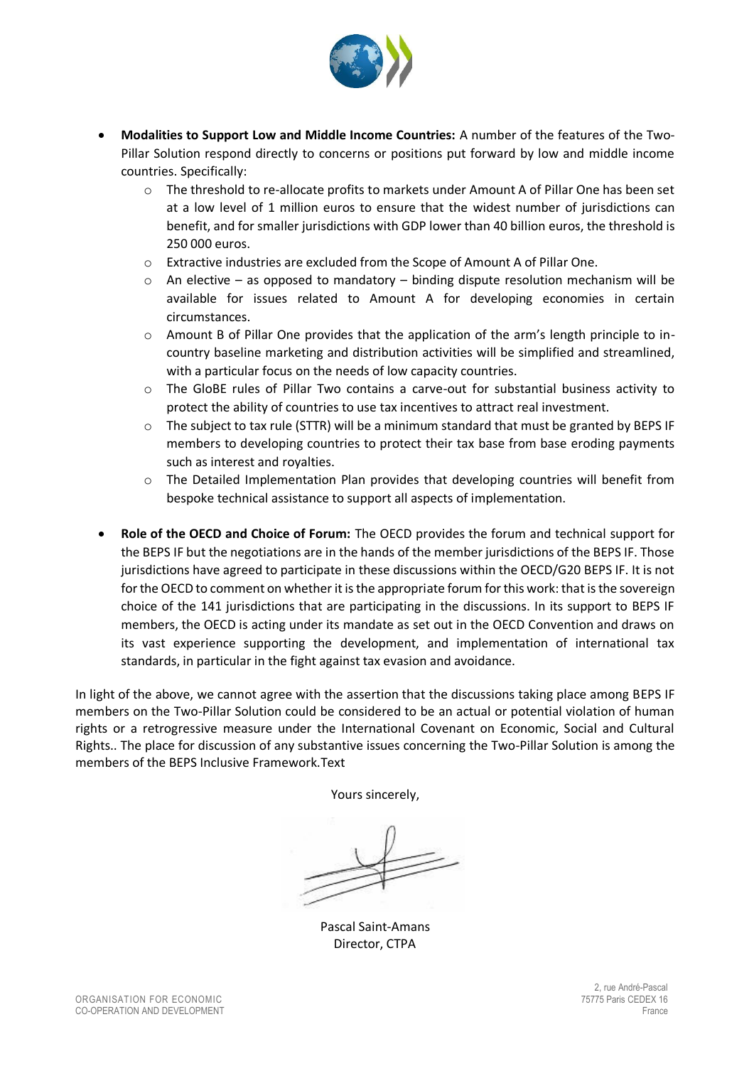- **Modalities to Support Low and Middle Income Countries:** A number of the features of the Two-Pillar Solution respond directly to concerns or positions put forward by low and middle income countries. Specifically:
  - The threshold to re-allocate profits to markets under Amount A of Pillar One has been set at a low level of 1 million euros to ensure that the widest number of jurisdictions can benefit, and for smaller jurisdictions with GDP lower than 40 billion euros, the threshold is 250 000 euros.
  - Extractive industries are excluded from the Scope of Amount A of Pillar One.
  - An elective – as opposed to mandatory – binding dispute resolution mechanism will be available for issues related to Amount A for developing economies in certain circumstances.
  - Amount B of Pillar One provides that the application of the arm's length principle to in-country baseline marketing and distribution activities will be simplified and streamlined, with a particular focus on the needs of low capacity countries.
  - The GloBE rules of Pillar Two contains a carve-out for substantial business activity to protect the ability of countries to use tax incentives to attract real investment.
  - The subject to tax rule (STTR) will be a minimum standard that must be granted by BEPS IF members to developing countries to protect their tax base from base eroding payments such as interest and royalties.
  - The Detailed Implementation Plan provides that developing countries will benefit from bespoke technical assistance to support all aspects of implementation.

- **Role of the OECD and Choice of Forum:** The OECD provides the forum and technical support for the BEPS IF but the negotiations are in the hands of the member jurisdictions of the BEPS IF. Those jurisdictions have agreed to participate in these discussions within the OECD/G20 BEPS IF. It is not for the OECD to comment on whether it is the appropriate forum for this work: that is the sovereign choice of the 141 jurisdictions that are participating in the discussions. In its support to BEPS IF members, the OECD is acting under its mandate as set out in the OECD Convention and draws on its vast experience supporting the development, and implementation of international tax standards, in particular in the fight against tax evasion and avoidance.

In light of the above, we cannot agree with the assertion that the discussions taking place among BEPS IF members on the Two-Pillar Solution could be considered to be an actual or potential violation of human rights or a retrogressive measure under the International Covenant on Economic, Social and Cultural Rights.. The place for discussion of any substantive issues concerning the Two-Pillar Solution is among the members of the BEPS Inclusive Framework.Text

Yours sincerely,

Pascal Saint-Amans
Director, CTPA

ORGANISATION FOR ECONOMIC CO-OPERATION AND DEVELOPMENT

2, rue André-Pascal
75775 Paris CEDEX 16
France